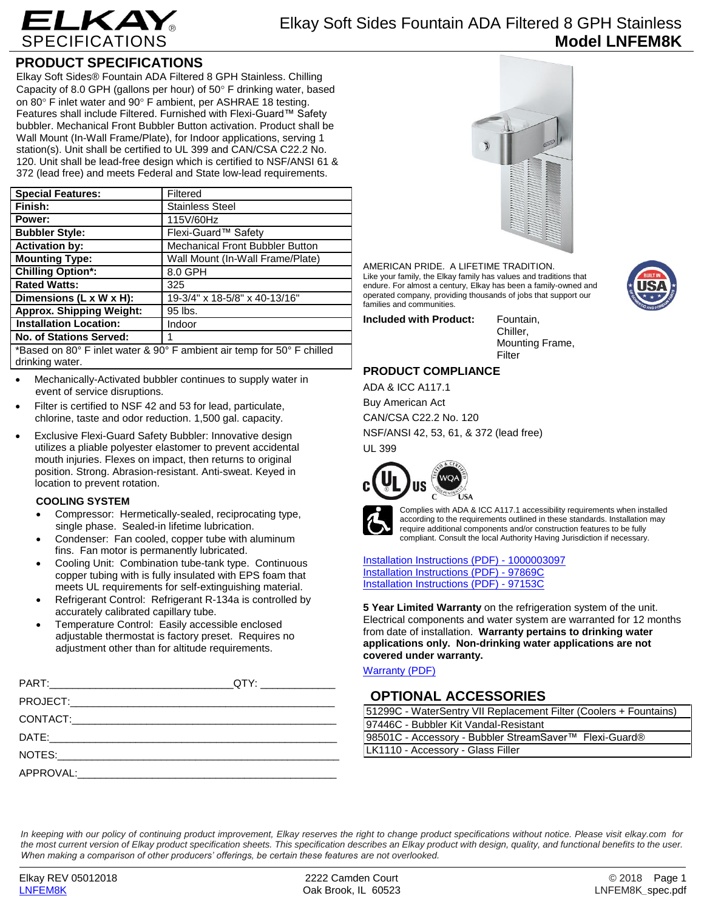# ELKAY SPECIFICATIONS

Elkay Soft Sides Fountain ADA Filtered 8 GPH Stainless
**Model LNFEM8K**

## PRODUCT SPECIFICATIONS

Elkay Soft Sides® Fountain ADA Filtered 8 GPH Stainless. Chilling Capacity of 8.0 GPH (gallons per hour) of 50° F drinking water, based on 80° F inlet water and 90° F ambient, per ASHRAE 18 testing. Features shall include Filtered. Furnished with Flexi-Guard™ Safety bubbler. Mechanical Front Bubbler Button activation. Product shall be Wall Mount (In-Wall Frame/Plate), for Indoor applications, serving 1 station(s). Unit shall be certified to UL 399 and CAN/CSA C22.2 No. 120. Unit shall be lead-free design which is certified to NSF/ANSI 61 & 372 (lead free) and meets Federal and State low-lead requirements.

| | |
|---|---|
| **Special Features:** | Filtered |
| **Finish:** | Stainless Steel |
| **Power:** | 115V/60Hz |
| **Bubbler Style:** | Flexi-Guard™ Safety |
| **Activation by:** | Mechanical Front Bubbler Button |
| **Mounting Type:** | Wall Mount (In-Wall Frame/Plate) |
| **Chilling Option*:** | 8.0 GPH |
| **Rated Watts:** | 325 |
| **Dimensions (L x W x H):** | 19-3/4" x 18-5/8" x 40-13/16" |
| **Approx. Shipping Weight:** | 95 lbs. |
| **Installation Location:** | Indoor |
| **No. of Stations Served:** | 1 |

*Based on 80° F inlet water & 90° F ambient air temp for 50° F chilled drinking water.

- Mechanically-Activated bubbler continues to supply water in event of service disruptions.
- Filter is certified to NSF 42 and 53 for lead, particulate, chlorine, taste and odor reduction. 1,500 gal. capacity.
- Exclusive Flexi-Guard Safety Bubbler: Innovative design utilizes a pliable polyester elastomer to prevent accidental mouth injuries. Flexes on impact, then returns to original position. Strong. Abrasion-resistant. Anti-sweat. Keyed in location to prevent rotation.

### COOLING SYSTEM

- Compressor: Hermetically-sealed, reciprocating type, single phase. Sealed-in lifetime lubrication.
- Condenser: Fan cooled, copper tube with aluminum fins. Fan motor is permanently lubricated.
- Cooling Unit: Combination tube-tank type. Continuous copper tubing with is fully insulated with EPS foam that meets UL requirements for self-extinguishing material.
- Refrigerant Control: Refrigerant R-134a is controlled by accurately calibrated capillary tube.
- Temperature Control: Easily accessible enclosed adjustable thermostat is factory preset. Requires no adjustment other than for altitude requirements.

PART:_______________________________QTY: _____________

PROJECT:_______________________________________________

CONTACT:_______________________________________________

DATE:__________________________________________________

NOTES:_________________________________________________

APPROVAL:_____________________________________________

AMERICAN PRIDE. A LIFETIME TRADITION.
Like your family, the Elkay family has values and traditions that endure. For almost a century, Elkay has been a family-owned and operated company, providing thousands of jobs that support our families and communities.

**Included with Product:** Fountain, Chiller, Mounting Frame, Filter

## PRODUCT COMPLIANCE

ADA & ICC A117.1

Buy American Act

CAN/CSA C22.2 No. 120

NSF/ANSI 42, 53, 61, & 372 (lead free)

UL 399

Complies with ADA & ICC A117.1 accessibility requirements when installed according to the requirements outlined in these standards. Installation may require additional components and/or construction features to be fully compliant. Consult the local Authority Having Jurisdiction if necessary.

Installation Instructions (PDF) - 1000003097
Installation Instructions (PDF) - 97869C
Installation Instructions (PDF) - 97153C

**5 Year Limited Warranty** on the refrigeration system of the unit. Electrical components and water system are warranted for 12 months from date of installation. **Warranty pertains to drinking water applications only. Non-drinking water applications are not covered under warranty.**

Warranty (PDF)

## OPTIONAL ACCESSORIES

| |
|---|
| 51299C - WaterSentry VII Replacement Filter (Coolers + Fountains) |
| 97446C - Bubbler Kit Vandal-Resistant |
| 98501C - Accessory - Bubbler StreamSaver™ Flexi-Guard® |
| LK1110 - Accessory - Glass Filler |

*In keeping with our policy of continuing product improvement, Elkay reserves the right to change product specifications without notice. Please visit elkay.com for the most current version of Elkay product specification sheets. This specification describes an Elkay product with design, quality, and functional benefits to the user. When making a comparison of other producers' offerings, be certain these features are not overlooked.*

Elkay REV 05012018
LNFEM8K

2222 Camden Court
Oak Brook, IL 60523

© 2018
LNFEM8K_spec.pdf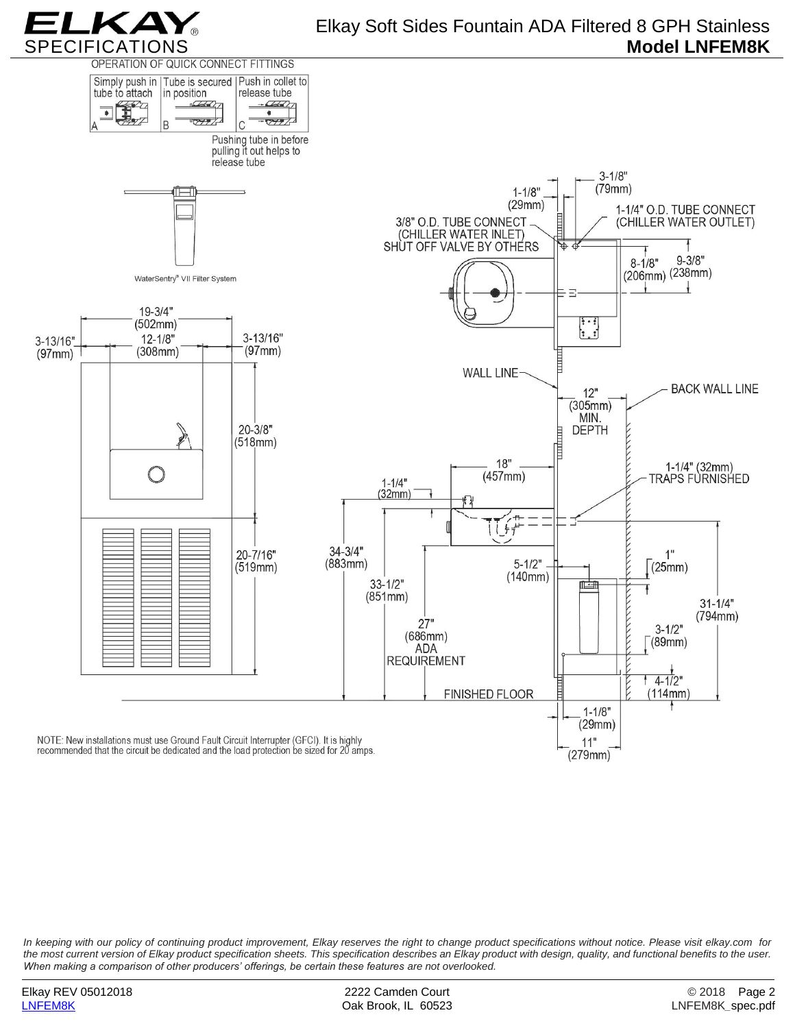# ELKAY SPECIFICATIONS

## Elkay Soft Sides Fountain ADA Filtered 8 GPH Stainless
## Model LNFEM8K

OPERATION OF QUICK CONNECT FITTINGS

| Simply push in tube to attach | Tube is secured in position | Push in collet to release tube |
|---|---|---|
| A | B | C |

Pushing tube in before pulling it out helps to release tube

WaterSentry® VII Filter System

19-3/4" (502mm)
12-1/8" (308mm)
3-13/16" (97mm)
3-13/16" (97mm)
20-3/8" (518mm)
20-7/16" (519mm)

3-1/8" (79mm)
1-1/8" (29mm)
1-1/4" O.D. TUBE CONNECT (CHILLER WATER OUTLET)
3/8" O.D. TUBE CONNECT (CHILLER WATER INLET) SHUT OFF VALVE BY OTHERS
8-1/8" (206mm)
9-3/8" (238mm)
WALL LINE
BACK WALL LINE
12" (305mm) MIN. DEPTH
18" (457mm)
1-1/4" (32mm)
1-1/4" (32mm) TRAPS FURNISHED
34-3/4" (883mm)
33-1/2" (851mm)
27" (686mm) ADA REQUIREMENT
5-1/2" (140mm)
1" (25mm)
31-1/4" (794mm)
3-1/2" (89mm)
4-1/2" (114mm)
FINISHED FLOOR
1-1/8" (29mm)
11" (279mm)

NOTE: New installations must use Ground Fault Circuit Interrupter (GFCI). It is highly recommended that the circuit be dedicated and the load protection be sized for 20 amps.

*In keeping with our policy of continuing product improvement, Elkay reserves the right to change product specifications without notice. Please visit elkay.com for the most current version of Elkay product specification sheets. This specification describes an Elkay product with design, quality, and functional benefits to the user. When making a comparison of other producers' offerings, be certain these features are not overlooked.*

Elkay REV 05012018
LNFEM8K

2222 Camden Court
Oak Brook, IL 60523

© 2018
LNFEM8K_spec.pdf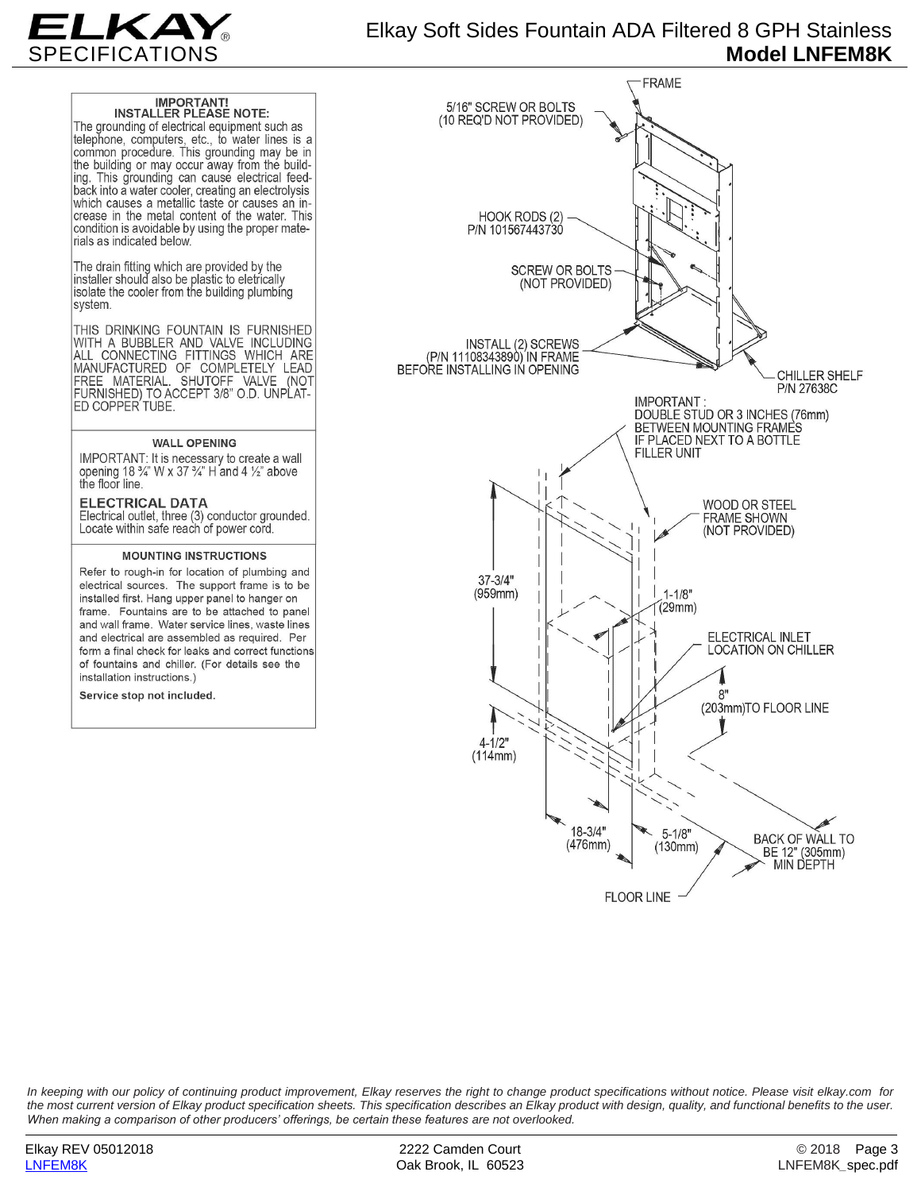# ELKAY SPECIFICATIONS

## Elkay Soft Sides Fountain ADA Filtered 8 GPH Stainless
## Model LNFEM8K

**IMPORTANT!**
**INSTALLER PLEASE NOTE:**

The grounding of electrical equipment such as telephone, computers, etc., to water lines is a common procedure. This grounding may be in the building or may occur away from the building. This grounding can cause electrical feedback into a water cooler, creating an electrolysis which causes a metallic taste or causes an increase in the metal content of the water. This condition is avoidable by using the proper materials as indicated below.

The drain fitting which are provided by the installer should also be plastic to eletrically isolate the cooler from the building plumbing system.

THIS DRINKING FOUNTAIN IS FURNISHED WITH A BUBBLER AND VALVE INCLUDING ALL CONNECTING FITTINGS WHICH ARE MANUFACTURED OF COMPLETELY LEAD FREE MATERIAL. SHUTOFF VALVE (NOT FURNISHED) TO ACCEPT 3/8" O.D. UNPLATED COPPER TUBE.

**WALL OPENING**

IMPORTANT: It is necessary to create a wall opening 18 ¾" W x 37 ¾" H and 4 ½" above the floor line.

**ELECTRICAL DATA**

Electrical outlet, three (3) conductor grounded. Locate within safe reach of power cord.

**MOUNTING INSTRUCTIONS**

Refer to rough-in for location of plumbing and electrical sources. The support frame is to be installed first. Hang upper panel to hanger on frame. Fountains are to be attached to panel and wall frame. Water service lines, waste lines and electrical are assembled as required. Perform a final check for leaks and correct functions of fountains and chiller. (For details see the installation instructions.)

**Service stop not included.**

FRAME
5/16" SCREW OR BOLTS (10 REQ'D NOT PROVIDED)
HOOK RODS (2) P/N 101567443730
SCREW OR BOLTS (NOT PROVIDED)
INSTALL (2) SCREWS (P/N 11108343890) IN FRAME BEFORE INSTALLING IN OPENING
CHILLER SHELF P/N 27638C
IMPORTANT : DOUBLE STUD OR 3 INCHES (76mm) BETWEEN MOUNTING FRAMES IF PLACED NEXT TO A BOTTLE FILLER UNIT
WOOD OR STEEL FRAME SHOWN (NOT PROVIDED)
37-3/4" (959mm)
1-1/8" (29mm)
ELECTRICAL INLET LOCATION ON CHILLER
8" (203mm)TO FLOOR LINE
4-1/2" (114mm)
18-3/4" (476mm)
5-1/8" (130mm)
BACK OF WALL TO BE 12" (305mm) MIN DEPTH
FLOOR LINE

*In keeping with our policy of continuing product improvement, Elkay reserves the right to change product specifications without notice. Please visit elkay.com for the most current version of Elkay product specification sheets. This specification describes an Elkay product with design, quality, and functional benefits to the user. When making a comparison of other producers' offerings, be certain these features are not overlooked.*

Elkay REV 05012018
LNFEM8K
2222 Camden Court
Oak Brook, IL 60523
© 2018
LNFEM8K_spec.pdf